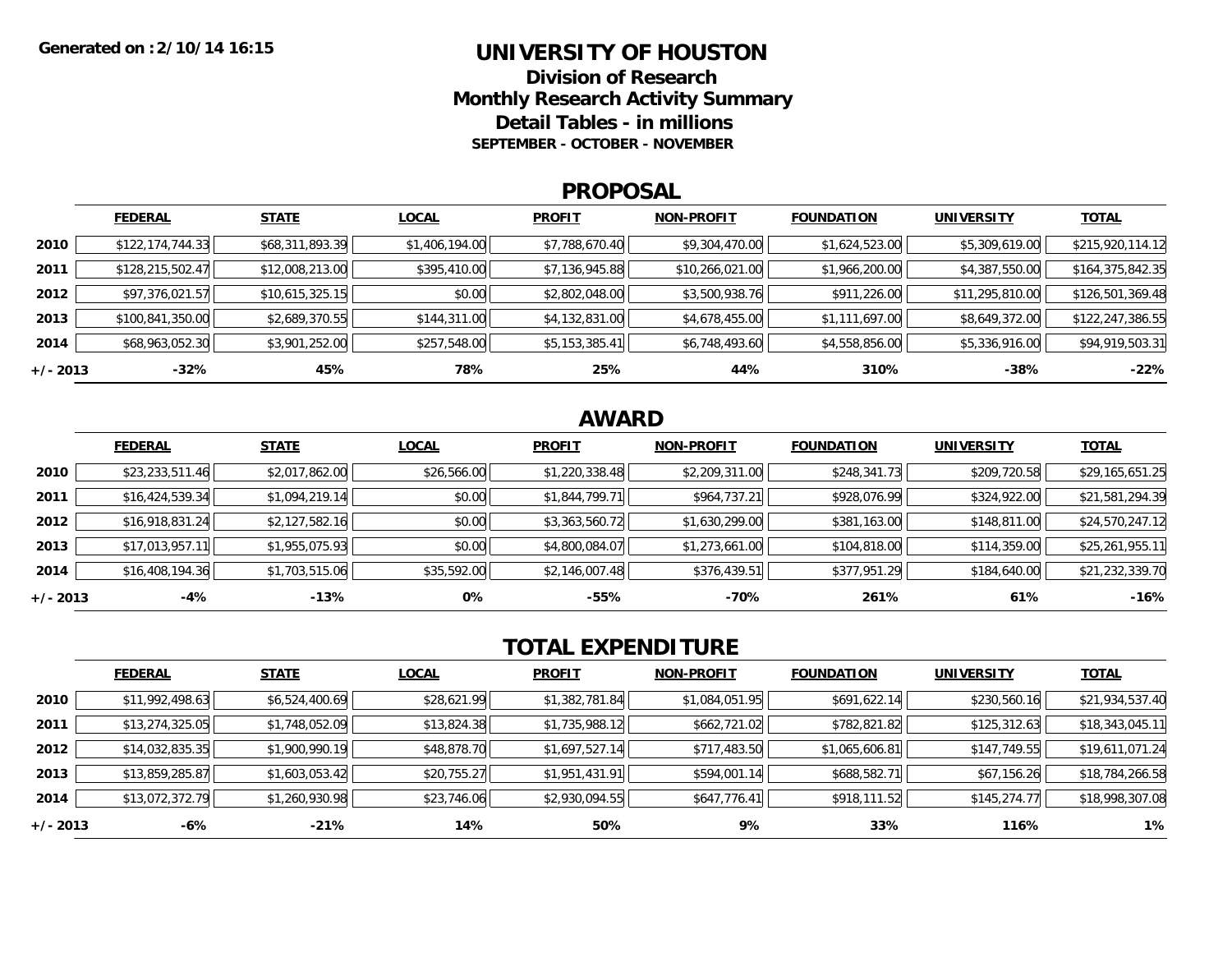Generated on :2/10/14 16:15

# UNIVERSITY OF HOUSTON

## Division of Research
## Monthly Research Activity Summary
## Detail Tables - in millions

**SEPTEMBER - OCTOBER - NOVEMBER**

## PROPOSAL

| | FEDERAL | STATE | LOCAL | PROFIT | NON-PROFIT | FOUNDATION | UNIVERSITY | TOTAL |
|---|---|---|---|---|---|---|---|---|
| 2010 | $122,174,744.33 | $68,311,893.39 | $1,406,194.00 | $7,788,670.40 | $9,304,470.00 | $1,624,523.00 | $5,309,619.00 | $215,920,114.12 |
| 2011 | $128,215,502.47 | $12,008,213.00 | $395,410.00 | $7,136,945.88 | $10,266,021.00 | $1,966,200.00 | $4,387,550.00 | $164,375,842.35 |
| 2012 | $97,376,021.57 | $10,615,325.15 | $0.00 | $2,802,048.00 | $3,500,938.76 | $911,226.00 | $11,295,810.00 | $126,501,369.48 |
| 2013 | $100,841,350.00 | $2,689,370.55 | $144,311.00 | $4,132,831.00 | $4,678,455.00 | $1,111,697.00 | $8,649,372.00 | $122,247,386.55 |
| 2014 | $68,963,052.30 | $3,901,252.00 | $257,548.00 | $5,153,385.41 | $6,748,493.60 | $4,558,856.00 | $5,336,916.00 | $94,919,503.31 |
| +/- 2013 | -32% | 45% | 78% | 25% | 44% | 310% | -38% | -22% |

## AWARD

| | FEDERAL | STATE | LOCAL | PROFIT | NON-PROFIT | FOUNDATION | UNIVERSITY | TOTAL |
|---|---|---|---|---|---|---|---|---|
| 2010 | $23,233,511.46 | $2,017,862.00 | $26,566.00 | $1,220,338.48 | $2,209,311.00 | $248,341.73 | $209,720.58 | $29,165,651.25 |
| 2011 | $16,424,539.34 | $1,094,219.14 | $0.00 | $1,844,799.71 | $964,737.21 | $928,076.99 | $324,922.00 | $21,581,294.39 |
| 2012 | $16,918,831.24 | $2,127,582.16 | $0.00 | $3,363,560.72 | $1,630,299.00 | $381,163.00 | $148,811.00 | $24,570,247.12 |
| 2013 | $17,013,957.11 | $1,955,075.93 | $0.00 | $4,800,084.07 | $1,273,661.00 | $104,818.00 | $114,359.00 | $25,261,955.11 |
| 2014 | $16,408,194.36 | $1,703,515.06 | $35,592.00 | $2,146,007.48 | $376,439.51 | $377,951.29 | $184,640.00 | $21,232,339.70 |
| +/- 2013 | -4% | -13% | 0% | -55% | -70% | 261% | 61% | -16% |

## TOTAL EXPENDITURE

| | FEDERAL | STATE | LOCAL | PROFIT | NON-PROFIT | FOUNDATION | UNIVERSITY | TOTAL |
|---|---|---|---|---|---|---|---|---|
| 2010 | $11,992,498.63 | $6,524,400.69 | $28,621.99 | $1,382,781.84 | $1,084,051.95 | $691,622.14 | $230,560.16 | $21,934,537.40 |
| 2011 | $13,274,325.05 | $1,748,052.09 | $13,824.38 | $1,735,988.12 | $662,721.02 | $782,821.82 | $125,312.63 | $18,343,045.11 |
| 2012 | $14,032,835.35 | $1,900,990.19 | $48,878.70 | $1,697,527.14 | $717,483.50 | $1,065,606.81 | $147,749.55 | $19,611,071.24 |
| 2013 | $13,859,285.87 | $1,603,053.42 | $20,755.27 | $1,951,431.91 | $594,001.14 | $688,582.71 | $67,156.26 | $18,784,266.58 |
| 2014 | $13,072,372.79 | $1,260,930.98 | $23,746.06 | $2,930,094.55 | $647,776.41 | $918,111.52 | $145,274.77 | $18,998,307.08 |
| +/- 2013 | -6% | -21% | 14% | 50% | 9% | 33% | 116% | 1% |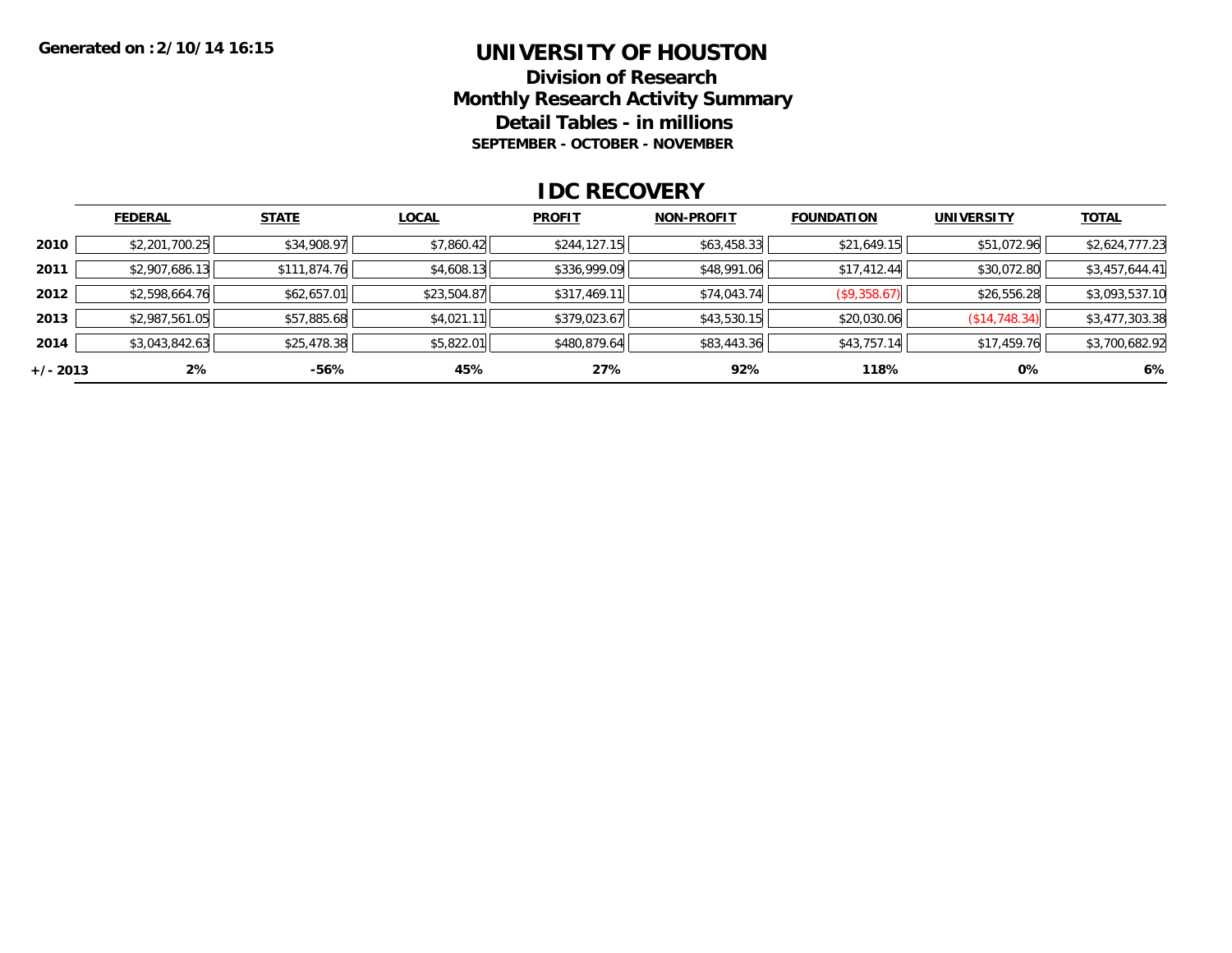Generated on : 2/10/14 16:15

# UNIVERSITY OF HOUSTON

## Division of Research

## Monthly Research Activity Summary

## Detail Tables - in millions

### SEPTEMBER - OCTOBER - NOVEMBER

## IDC RECOVERY

| | FEDERAL | STATE | LOCAL | PROFIT | NON-PROFIT | FOUNDATION | UNIVERSITY | TOTAL |
|---|---|---|---|---|---|---|---|---|
| 2010 | $2,201,700.25 | $34,908.97 | $7,860.42 | $244,127.15 | $63,458.33 | $21,649.15 | $51,072.96 | $2,624,777.23 |
| 2011 | $2,907,686.13 | $111,874.76 | $4,608.13 | $336,999.09 | $48,991.06 | $17,412.44 | $30,072.80 | $3,457,644.41 |
| 2012 | $2,598,664.76 | $62,657.01 | $23,504.87 | $317,469.11 | $74,043.74 | ($9,358.67) | $26,556.28 | $3,093,537.10 |
| 2013 | $2,987,561.05 | $57,885.68 | $4,021.11 | $379,023.67 | $43,530.15 | $20,030.06 | ($14,748.34) | $3,477,303.38 |
| 2014 | $3,043,842.63 | $25,478.38 | $5,822.01 | $480,879.64 | $83,443.36 | $43,757.14 | $17,459.76 | $3,700,682.92 |
| +/- 2013 | 2% | -56% | 45% | 27% | 92% | 118% | 0% | 6% |